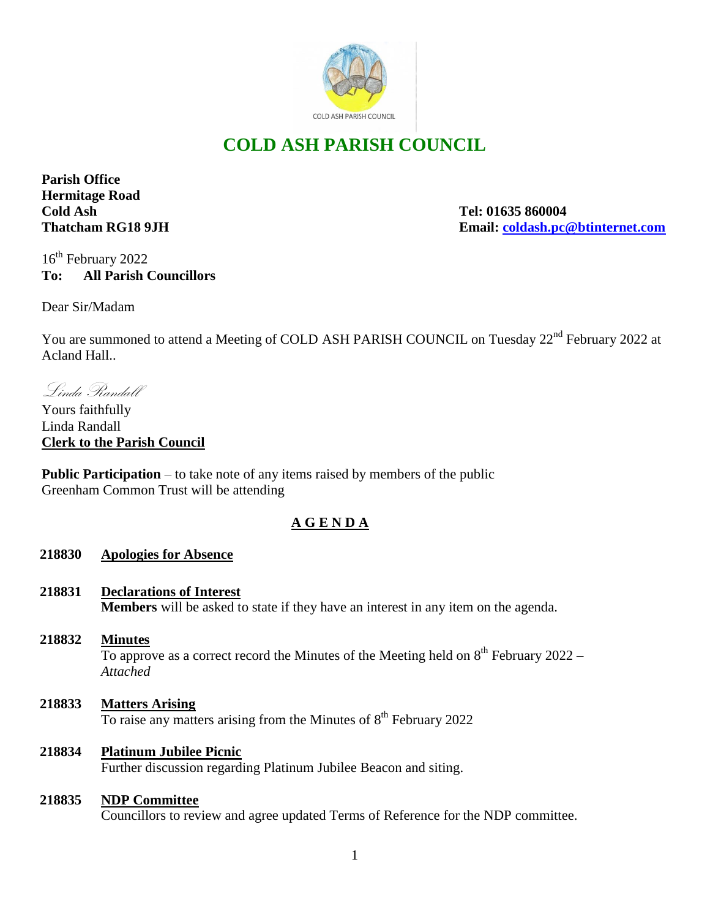# COLD ASH PARISH COUNCIL

**Parish Office**
**Hermitage Road**
**Cold Ash**
**Thatcham RG18 9JH**

**Tel: 01635 860004**
**Email: coldash.pc@btinternet.com**

16th February 2022
**To: All Parish Councillors**

Dear Sir/Madam

You are summoned to attend a Meeting of COLD ASH PARISH COUNCIL on Tuesday 22nd February 2022 at Acland Hall..

*Linda Randall*

Yours faithfully
Linda Randall
**Clerk to the Parish Council**

**Public Participation** – to take note of any items raised by members of the public
Greenham Common Trust will be attending

## A G E N D A

**218830 Apologies for Absence**

**218831 Declarations of Interest**
**Members** will be asked to state if they have an interest in any item on the agenda.

**218832 Minutes**
To approve as a correct record the Minutes of the Meeting held on 8th February 2022 – *Attached*

**218833 Matters Arising**
To raise any matters arising from the Minutes of 8th February 2022

**218834 Platinum Jubilee Picnic**
Further discussion regarding Platinum Jubilee Beacon and siting.

**218835 NDP Committee**
Councillors to review and agree updated Terms of Reference for the NDP committee.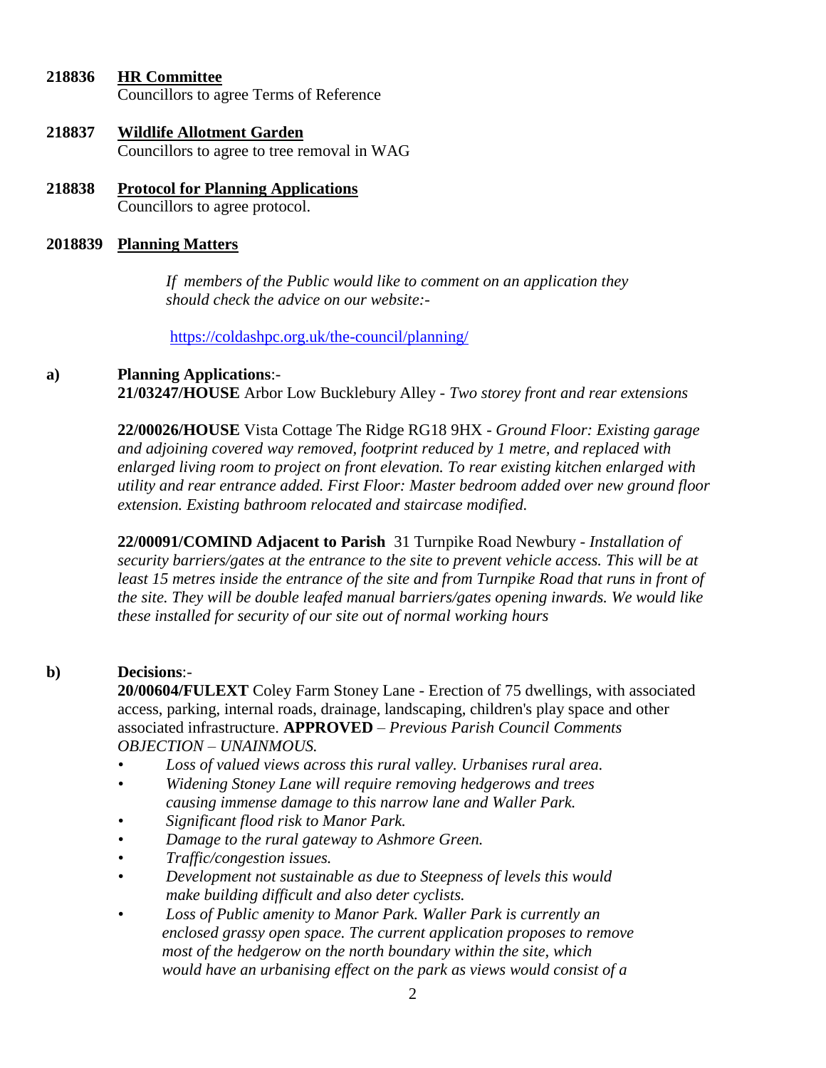**218836** **HR Committee**
Councillors to agree Terms of Reference

**218837** **Wildlife Allotment Garden**
Councillors to agree to tree removal in WAG

**218838** **Protocol for Planning Applications**
Councillors to agree protocol.

**2018839** **Planning Matters**

*If members of the Public would like to comment on an application they should check the advice on our website:-*

https://coldashpc.org.uk/the-council/planning/

**a)** **Planning Applications**:-

**21/03247/HOUSE** Arbor Low Bucklebury Alley - *Two storey front and rear extensions*

**22/00026/HOUSE** Vista Cottage The Ridge RG18 9HX - *Ground Floor: Existing garage and adjoining covered way removed, footprint reduced by 1 metre, and replaced with enlarged living room to project on front elevation. To rear existing kitchen enlarged with utility and rear entrance added. First Floor: Master bedroom added over new ground floor extension. Existing bathroom relocated and staircase modified.*

**22/00091/COMIND Adjacent to Parish** 31 Turnpike Road Newbury - *Installation of security barriers/gates at the entrance to the site to prevent vehicle access. This will be at least 15 metres inside the entrance of the site and from Turnpike Road that runs in front of the site. They will be double leafed manual barriers/gates opening inwards. We would like these installed for security of our site out of normal working hours*

**b)** **Decisions**:-

**20/00604/FULEXT** Coley Farm Stoney Lane - Erection of 75 dwellings, with associated access, parking, internal roads, drainage, landscaping, children's play space and other associated infrastructure. **APPROVED** – *Previous Parish Council Comments OBJECTION – UNAINMOUS.*

- *Loss of valued views across this rural valley. Urbanises rural area.*
- *Widening Stoney Lane will require removing hedgerows and trees causing immense damage to this narrow lane and Waller Park.*
- *Significant flood risk to Manor Park.*
- *Damage to the rural gateway to Ashmore Green.*
- *Traffic/congestion issues.*
- *Development not sustainable as due to Steepness of levels this would make building difficult and also deter cyclists.*
- *Loss of Public amenity to Manor Park. Waller Park is currently an enclosed grassy open space. The current application proposes to remove most of the hedgerow on the north boundary within the site, which would have an urbanising effect on the park as views would consist of a*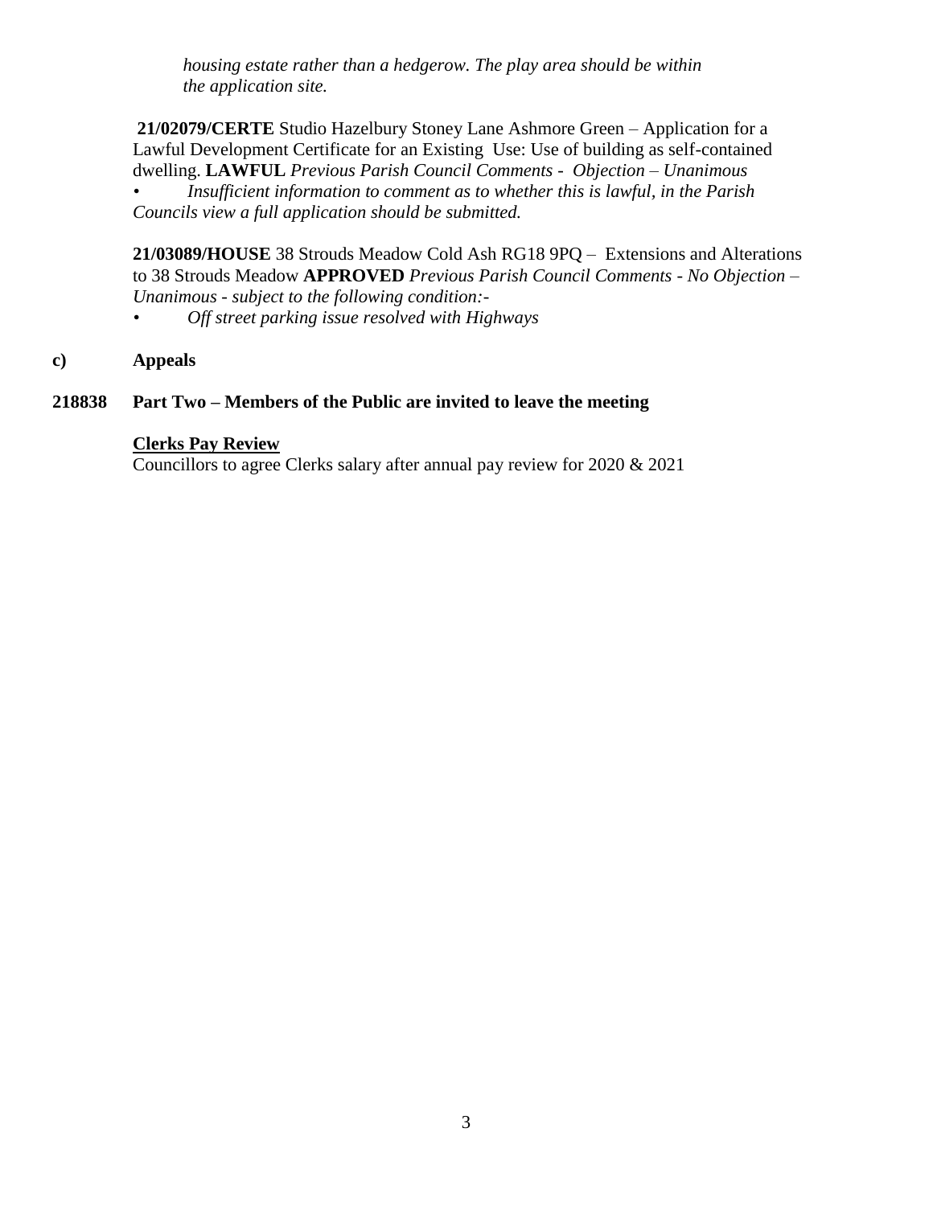*housing estate rather than a hedgerow. The play area should be within the application site.*

**21/02079/CERTE** Studio Hazelbury Stoney Lane Ashmore Green – Application for a Lawful Development Certificate for an Existing Use: Use of building as self-contained dwelling. **LAWFUL** *Previous Parish Council Comments - Objection – Unanimous*

- *Insufficient information to comment as to whether this is lawful, in the Parish Councils view a full application should be submitted.*

**21/03089/HOUSE** 38 Strouds Meadow Cold Ash RG18 9PQ – Extensions and Alterations to 38 Strouds Meadow **APPROVED** *Previous Parish Council Comments - No Objection – Unanimous - subject to the following condition:-*

- *Off street parking issue resolved with Highways*

**c) Appeals**

**218838 Part Two – Members of the Public are invited to leave the meeting**

**Clerks Pay Review**

Councillors to agree Clerks salary after annual pay review for 2020 & 2021